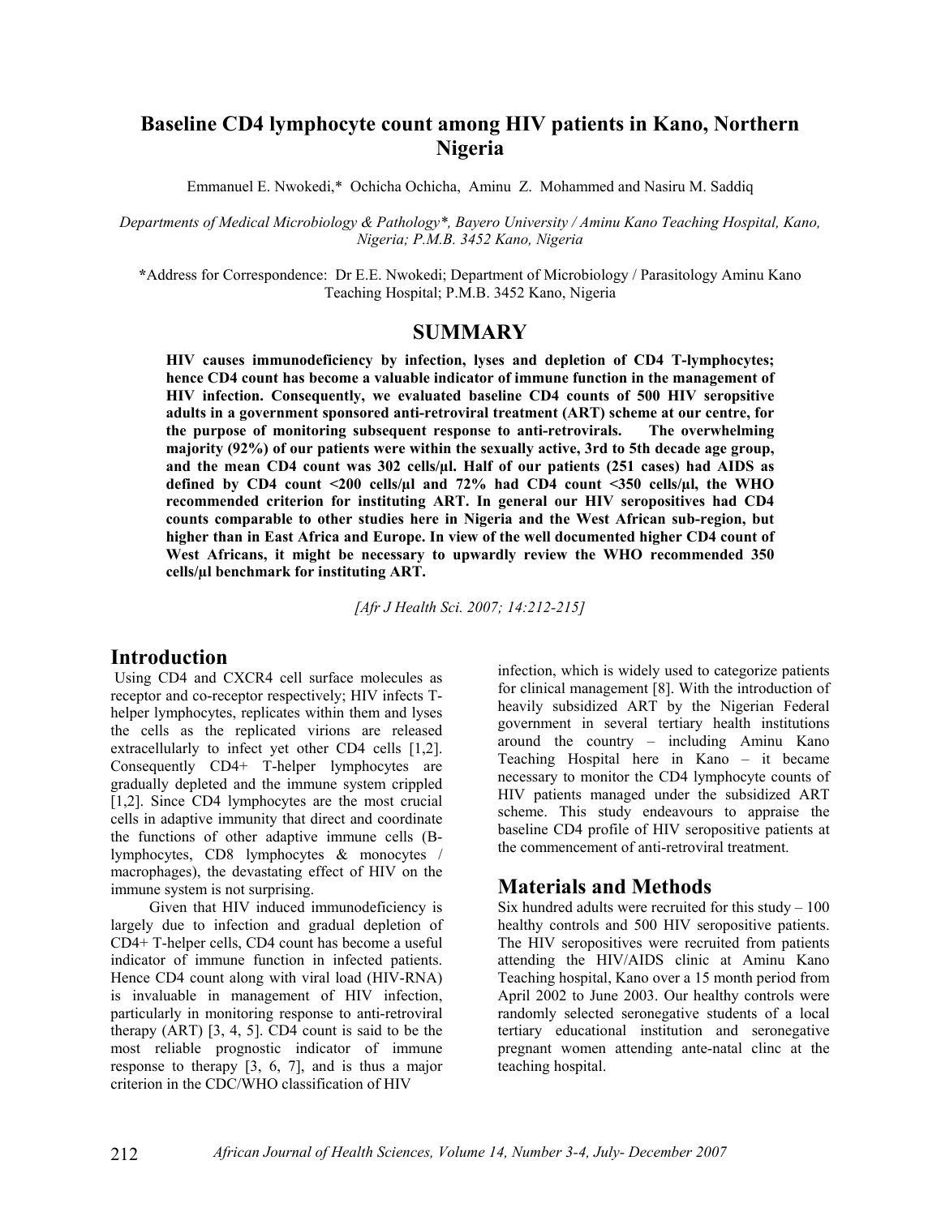# Baseline CD4 lymphocyte count among HIV patients in Kano, Northern Nigeria

Emmanuel E. Nwokedi,* Ochicha Ochicha, Aminu Z. Mohammed and Nasiru M. Saddiq

*Departments of Medical Microbiology & Pathology\*, Bayero University / Aminu Kano Teaching Hospital, Kano, Nigeria; P.M.B. 3452 Kano, Nigeria*

**\***Address for Correspondence: Dr E.E. Nwokedi; Department of Microbiology / Parasitology Aminu Kano Teaching Hospital; P.M.B. 3452 Kano, Nigeria

## SUMMARY

**HIV causes immunodeficiency by infection, lyses and depletion of CD4 T-lymphocytes; hence CD4 count has become a valuable indicator of immune function in the management of HIV infection. Consequently, we evaluated baseline CD4 counts of 500 HIV seropsitive adults in a government sponsored anti-retroviral treatment (ART) scheme at our centre, for the purpose of monitoring subsequent response to anti-retrovirals. The overwhelming majority (92%) of our patients were within the sexually active, 3rd to 5th decade age group, and the mean CD4 count was 302 cells/µl. Half of our patients (251 cases) had AIDS as defined by CD4 count <200 cells/µl and 72% had CD4 count <350 cells/µl, the WHO recommended criterion for instituting ART. In general our HIV seropositives had CD4 counts comparable to other studies here in Nigeria and the West African sub-region, but higher than in East Africa and Europe. In view of the well documented higher CD4 count of West Africans, it might be necessary to upwardly review the WHO recommended 350 cells/µl benchmark for instituting ART.**

*[Afr J Health Sci. 2007; 14:212-215]*

## Introduction

Using CD4 and CXCR4 cell surface molecules as receptor and co-receptor respectively; HIV infects T-helper lymphocytes, replicates within them and lyses the cells as the replicated virions are released extracellularly to infect yet other CD4 cells [1,2]. Consequently CD4+ T-helper lymphocytes are gradually depleted and the immune system crippled [1,2]. Since CD4 lymphocytes are the most crucial cells in adaptive immunity that direct and coordinate the functions of other adaptive immune cells (B-lymphocytes, CD8 lymphocytes & monocytes / macrophages), the devastating effect of HIV on the immune system is not surprising.

Given that HIV induced immunodeficiency is largely due to infection and gradual depletion of CD4+ T-helper cells, CD4 count has become a useful indicator of immune function in infected patients. Hence CD4 count along with viral load (HIV-RNA) is invaluable in management of HIV infection, particularly in monitoring response to anti-retroviral therapy (ART) [3, 4, 5]. CD4 count is said to be the most reliable prognostic indicator of immune response to therapy [3, 6, 7], and is thus a major criterion in the CDC/WHO classification of HIV infection, which is widely used to categorize patients for clinical management [8]. With the introduction of heavily subsidized ART by the Nigerian Federal government in several tertiary health institutions around the country – including Aminu Kano Teaching Hospital here in Kano – it became necessary to monitor the CD4 lymphocyte counts of HIV patients managed under the subsidized ART scheme. This study endeavours to appraise the baseline CD4 profile of HIV seropositive patients at the commencement of anti-retroviral treatment.

## Materials and Methods

Six hundred adults were recruited for this study – 100 healthy controls and 500 HIV seropositive patients. The HIV seropositives were recruited from patients attending the HIV/AIDS clinic at Aminu Kano Teaching hospital, Kano over a 15 month period from April 2002 to June 2003. Our healthy controls were randomly selected seronegative students of a local tertiary educational institution and seronegative pregnant women attending ante-natal clinc at the teaching hospital.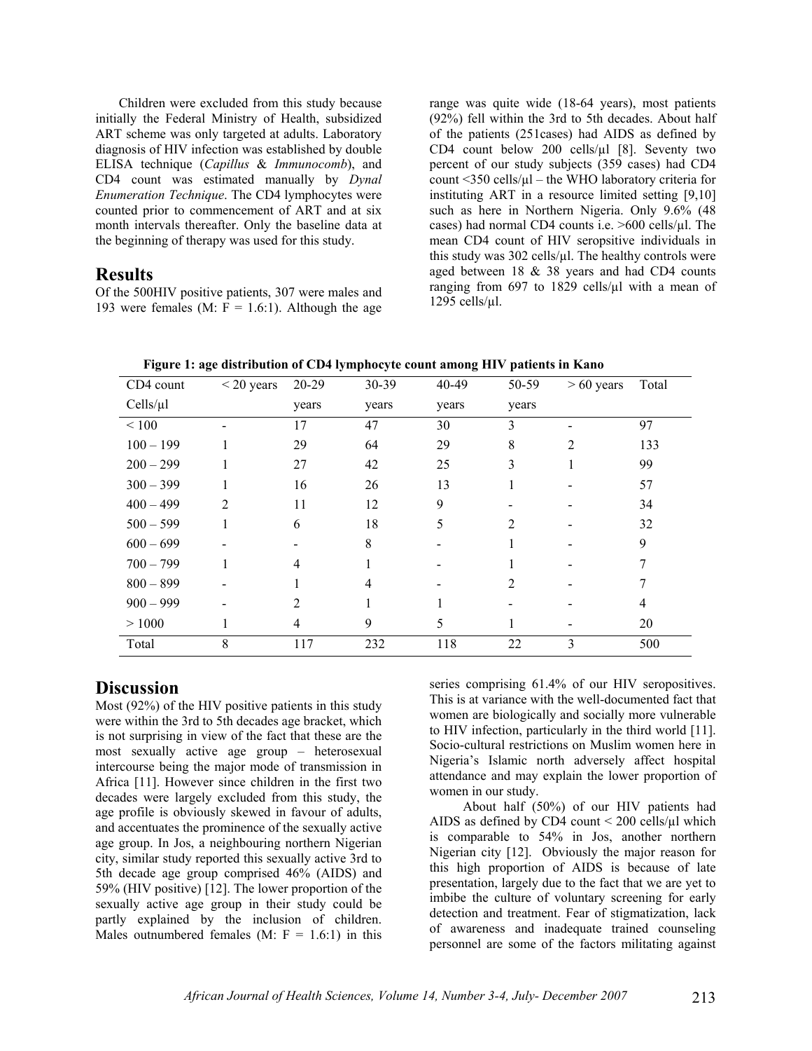Children were excluded from this study because initially the Federal Ministry of Health, subsidized ART scheme was only targeted at adults. Laboratory diagnosis of HIV infection was established by double ELISA technique (*Capillus* & *Immunocomb*), and CD4 count was estimated manually by *Dynal Enumeration Technique*. The CD4 lymphocytes were counted prior to commencement of ART and at six month intervals thereafter. Only the baseline data at the beginning of therapy was used for this study.

## Results

Of the 500HIV positive patients, 307 were males and 193 were females (M: F = 1.6:1). Although the age range was quite wide (18-64 years), most patients (92%) fell within the 3rd to 5th decades. About half of the patients (251cases) had AIDS as defined by CD4 count below 200 cells/µl [8]. Seventy two percent of our study subjects (359 cases) had CD4 count <350 cells/µl – the WHO laboratory criteria for instituting ART in a resource limited setting [9,10] such as here in Northern Nigeria. Only 9.6% (48 cases) had normal CD4 counts i.e. >600 cells/µl. The mean CD4 count of HIV seropsitive individuals in this study was 302 cells/µl. The healthy controls were aged between 18 & 38 years and had CD4 counts ranging from 697 to 1829 cells/µl with a mean of 1295 cells/µl.

**Figure 1: age distribution of CD4 lymphocyte count among HIV patients in Kano**

| CD4 count Cells/µl | < 20 years | 20-29 years | 30-39 years | 40-49 years | 50-59 years | > 60 years | Total |
|---|---|---|---|---|---|---|---|
| < 100 | - | 17 | 47 | 30 | 3 | - | 97 |
| 100 – 199 | 1 | 29 | 64 | 29 | 8 | 2 | 133 |
| 200 – 299 | 1 | 27 | 42 | 25 | 3 | 1 | 99 |
| 300 – 399 | 1 | 16 | 26 | 13 | 1 | - | 57 |
| 400 – 499 | 2 | 11 | 12 | 9 | - | - | 34 |
| 500 – 599 | 1 | 6 | 18 | 5 | 2 | - | 32 |
| 600 – 699 | - | - | 8 | - | 1 | - | 9 |
| 700 – 799 | 1 | 4 | 1 | - | 1 | - | 7 |
| 800 – 899 | - | 1 | 4 | - | 2 | - | 7 |
| 900 – 999 | - | 2 | 1 | 1 | - | - | 4 |
| > 1000 | 1 | 4 | 9 | 5 | 1 | - | 20 |
| Total | 8 | 117 | 232 | 118 | 22 | 3 | 500 |

## Discussion

Most (92%) of the HIV positive patients in this study were within the 3rd to 5th decades age bracket, which is not surprising in view of the fact that these are the most sexually active age group – heterosexual intercourse being the major mode of transmission in Africa [11]. However since children in the first two decades were largely excluded from this study, the age profile is obviously skewed in favour of adults, and accentuates the prominence of the sexually active age group. In Jos, a neighbouring northern Nigerian city, similar study reported this sexually active 3rd to 5th decade age group comprised 46% (AIDS) and 59% (HIV positive) [12]. The lower proportion of the sexually active age group in their study could be partly explained by the inclusion of children. Males outnumbered females (M: F = 1.6:1) in this series comprising 61.4% of our HIV seropositives. This is at variance with the well-documented fact that women are biologically and socially more vulnerable to HIV infection, particularly in the third world [11]. Socio-cultural restrictions on Muslim women here in Nigeria's Islamic north adversely affect hospital attendance and may explain the lower proportion of women in our study.

About half (50%) of our HIV patients had AIDS as defined by CD4 count < 200 cells/µl which is comparable to 54% in Jos, another northern Nigerian city [12]. Obviously the major reason for this high proportion of AIDS is because of late presentation, largely due to the fact that we are yet to imbibe the culture of voluntary screening for early detection and treatment. Fear of stigmatization, lack of awareness and inadequate trained counseling personnel are some of the factors militating against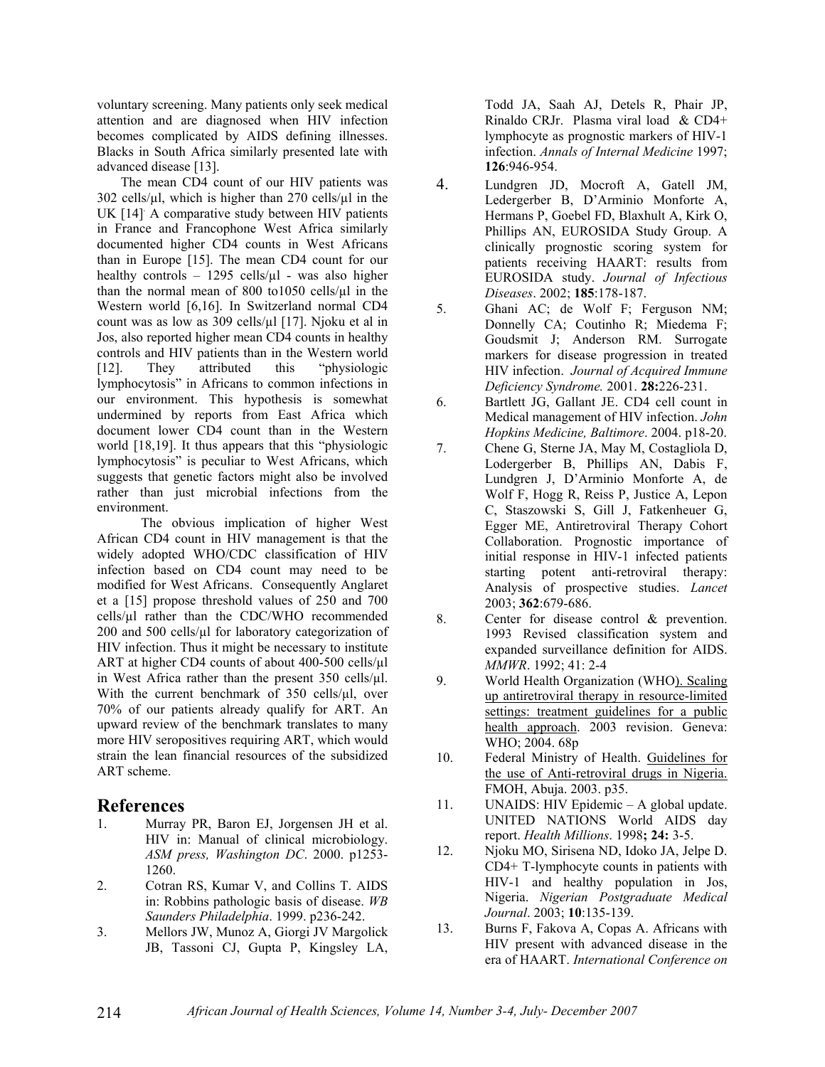voluntary screening. Many patients only seek medical attention and are diagnosed when HIV infection becomes complicated by AIDS defining illnesses. Blacks in South Africa similarly presented late with advanced disease [13].

The mean CD4 count of our HIV patients was 302 cells/µl, which is higher than 270 cells/µl in the UK [14]. A comparative study between HIV patients in France and Francophone West Africa similarly documented higher CD4 counts in West Africans than in Europe [15]. The mean CD4 count for our healthy controls – 1295 cells/µl - was also higher than the normal mean of 800 to1050 cells/µl in the Western world [6,16]. In Switzerland normal CD4 count was as low as 309 cells/µl [17]. Njoku et al in Jos, also reported higher mean CD4 counts in healthy controls and HIV patients than in the Western world [12]. They attributed this "physiologic lymphocytosis" in Africans to common infections in our environment. This hypothesis is somewhat undermined by reports from East Africa which document lower CD4 count than in the Western world [18,19]. It thus appears that this "physiologic lymphocytosis" is peculiar to West Africans, which suggests that genetic factors might also be involved rather than just microbial infections from the environment.

The obvious implication of higher West African CD4 count in HIV management is that the widely adopted WHO/CDC classification of HIV infection based on CD4 count may need to be modified for West Africans. Consequently Anglaret et a [15] propose threshold values of 250 and 700 cells/µl rather than the CDC/WHO recommended 200 and 500 cells/µl for laboratory categorization of HIV infection. Thus it might be necessary to institute ART at higher CD4 counts of about 400-500 cells/µl in West Africa rather than the present 350 cells/µl. With the current benchmark of 350 cells/µl, over 70% of our patients already qualify for ART. An upward review of the benchmark translates to many more HIV seropositives requiring ART, which would strain the lean financial resources of the subsidized ART scheme.

## References

1. Murray PR, Baron EJ, Jorgensen JH et al. HIV in: Manual of clinical microbiology. *ASM press, Washington DC*. 2000. p1253-1260.
2. Cotran RS, Kumar V, and Collins T. AIDS in: Robbins pathologic basis of disease. *WB Saunders Philadelphia*. 1999. p236-242.
3. Mellors JW, Munoz A, Giorgi JV Margolick JB, Tassoni CJ, Gupta P, Kingsley LA, Todd JA, Saah AJ, Detels R, Phair JP, Rinaldo CRJr. Plasma viral load & CD4+ lymphocyte as prognostic markers of HIV-1 infection. *Annals of Internal Medicine* 1997; **126**:946-954.
4. Lundgren JD, Mocroft A, Gatell JM, Ledergerber B, D'Arminio Monforte A, Hermans P, Goebel FD, Blaxhult A, Kirk O, Phillips AN, EUROSIDA Study Group. A clinically prognostic scoring system for patients receiving HAART: results from EUROSIDA study. *Journal of Infectious Diseases*. 2002; **185**:178-187.
5. Ghani AC; de Wolf F; Ferguson NM; Donnelly CA; Coutinho R; Miedema F; Goudsmit J; Anderson RM. Surrogate markers for disease progression in treated HIV infection. *Journal of Acquired Immune Deficiency Syndrome.* 2001. **28:**226-231.
6. Bartlett JG, Gallant JE. CD4 cell count in Medical management of HIV infection. *John Hopkins Medicine, Baltimore*. 2004. p18-20.
7. Chene G, Sterne JA, May M, Costagliola D, Lodergerber B, Phillips AN, Dabis F, Lundgren J, D'Arminio Monforte A, de Wolf F, Hogg R, Reiss P, Justice A, Lepon C, Staszowski S, Gill J, Fatkenheuer G, Egger ME, Antiretroviral Therapy Cohort Collaboration. Prognostic importance of initial response in HIV-1 infected patients starting potent anti-retroviral therapy: Analysis of prospective studies. *Lancet* 2003; **362**:679-686.
8. Center for disease control & prevention. 1993 Revised classification system and expanded surveillance definition for AIDS. *MMWR*. 1992; 41: 2-4
9. World Health Organization (WHO). Scaling up antiretroviral therapy in resource-limited settings: treatment guidelines for a public health approach. 2003 revision. Geneva: WHO; 2004. 68p
10. Federal Ministry of Health. Guidelines for the use of Anti-retroviral drugs in Nigeria. FMOH, Abuja. 2003. p35.
11. UNAIDS: HIV Epidemic – A global update. UNITED NATIONS World AIDS day report. *Health Millions*. 1998**; 24:** 3-5.
12. Njoku MO, Sirisena ND, Idoko JA, Jelpe D. CD4+ T-lymphocyte counts in patients with HIV-1 and healthy population in Jos, Nigeria. *Nigerian Postgraduate Medical Journal*. 2003; **10**:135-139.
13. Burns F, Fakova A, Copas A. Africans with HIV present with advanced disease in the era of HAART. *International Conference on*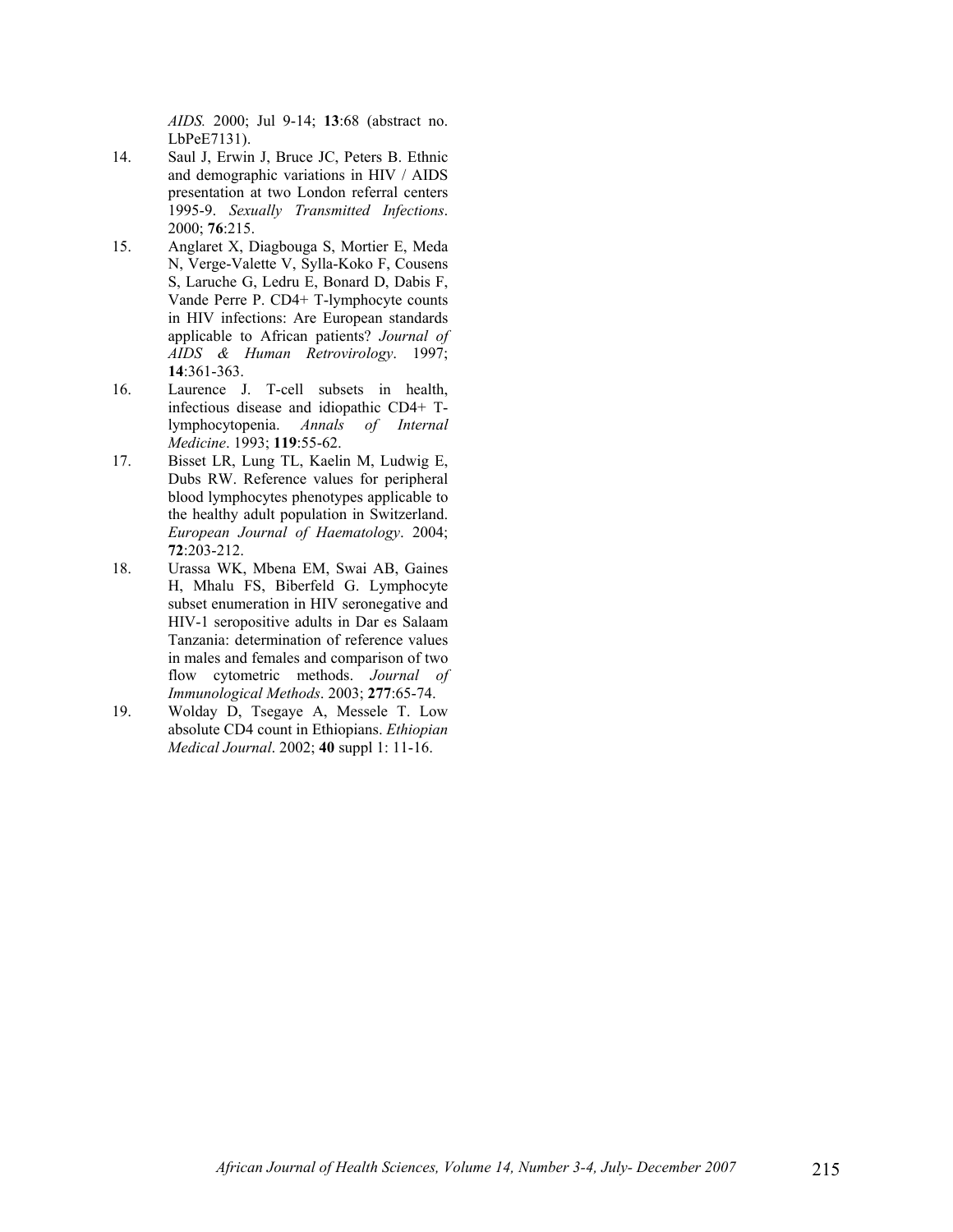*AIDS.* 2000; Jul 9-14; **13**:68 (abstract no. LbPeE7131).

14. Saul J, Erwin J, Bruce JC, Peters B. Ethnic and demographic variations in HIV / AIDS presentation at two London referral centers 1995-9. *Sexually Transmitted Infections*. 2000; **76**:215.
15. Anglaret X, Diagbouga S, Mortier E, Meda N, Verge-Valette V, Sylla-Koko F, Cousens S, Laruche G, Ledru E, Bonard D, Dabis F, Vande Perre P. CD4+ T-lymphocyte counts in HIV infections: Are European standards applicable to African patients? *Journal of AIDS & Human Retrovirology*. 1997; **14**:361-363.
16. Laurence J. T-cell subsets in health, infectious disease and idiopathic CD4+ T-lymphocytopenia. *Annals of Internal Medicine*. 1993; **119**:55-62.
17. Bisset LR, Lung TL, Kaelin M, Ludwig E, Dubs RW. Reference values for peripheral blood lymphocytes phenotypes applicable to the healthy adult population in Switzerland. *European Journal of Haematology*. 2004; **72**:203-212.
18. Urassa WK, Mbena EM, Swai AB, Gaines H, Mhalu FS, Biberfeld G. Lymphocyte subset enumeration in HIV seronegative and HIV-1 seropositive adults in Dar es Salaam Tanzania: determination of reference values in males and females and comparison of two flow cytometric methods. *Journal of Immunological Methods*. 2003; **277**:65-74.
19. Wolday D, Tsegaye A, Messele T. Low absolute CD4 count in Ethiopians. *Ethiopian Medical Journal*. 2002; **40** suppl 1: 11-16.